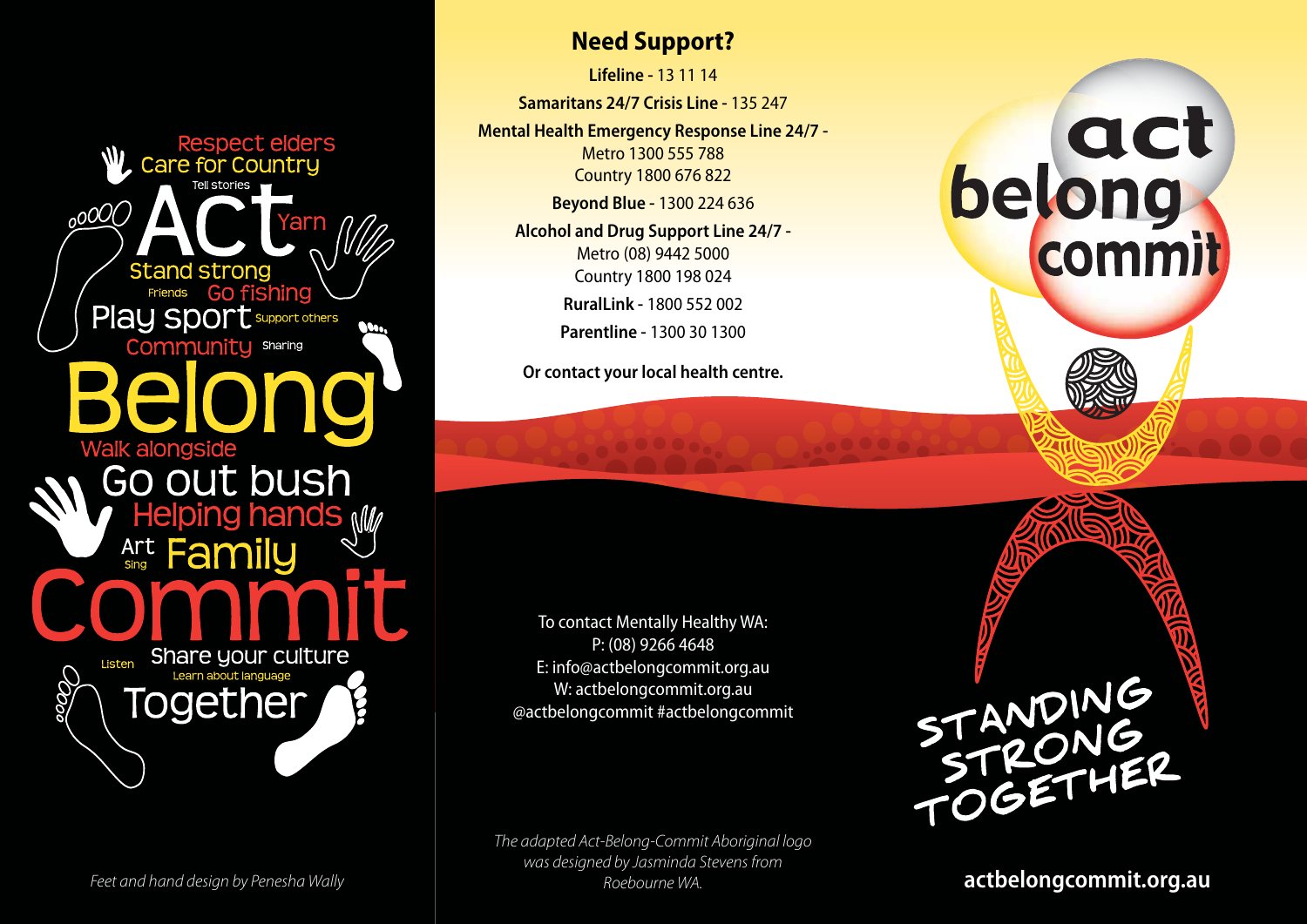Respect elders
Care for Country
Tell stories
Act
Yarn
Stand strong
Friends
Go fishing
Play sport
Support others
Community
Sharing
Belong
Walk alongside
Go out bush
Helping hands
Art
Sing
Family
Commit
Listen
Share your culture
Learn about language
Together

*Feet and hand design by Penesha Wally*

## Need Support?

**Lifeline** - 13 11 14

**Samaritans 24/7 Crisis Line** - 135 247

**Mental Health Emergency Response Line 24/7** -
Metro 1300 555 788
Country 1800 676 822

**Beyond Blue** - 1300 224 636

**Alcohol and Drug Support Line 24/7** -
Metro (08) 9442 5000
Country 1800 198 024

**RuralLink** - 1800 552 002

**Parentline** - 1300 30 1300

**Or contact your local health centre.**

To contact Mentally Healthy WA:
P: (08) 9266 4648
E: info@actbelongcommit.org.au
W: actbelongcommit.org.au
@actbelongcommit #actbelongcommit

*The adapted Act-Belong-Commit Aboriginal logo was designed by Jasminda Stevens from Roebourne WA.*

act belong commit

STANDING STRONG TOGETHER

**actbelongcommit.org.au**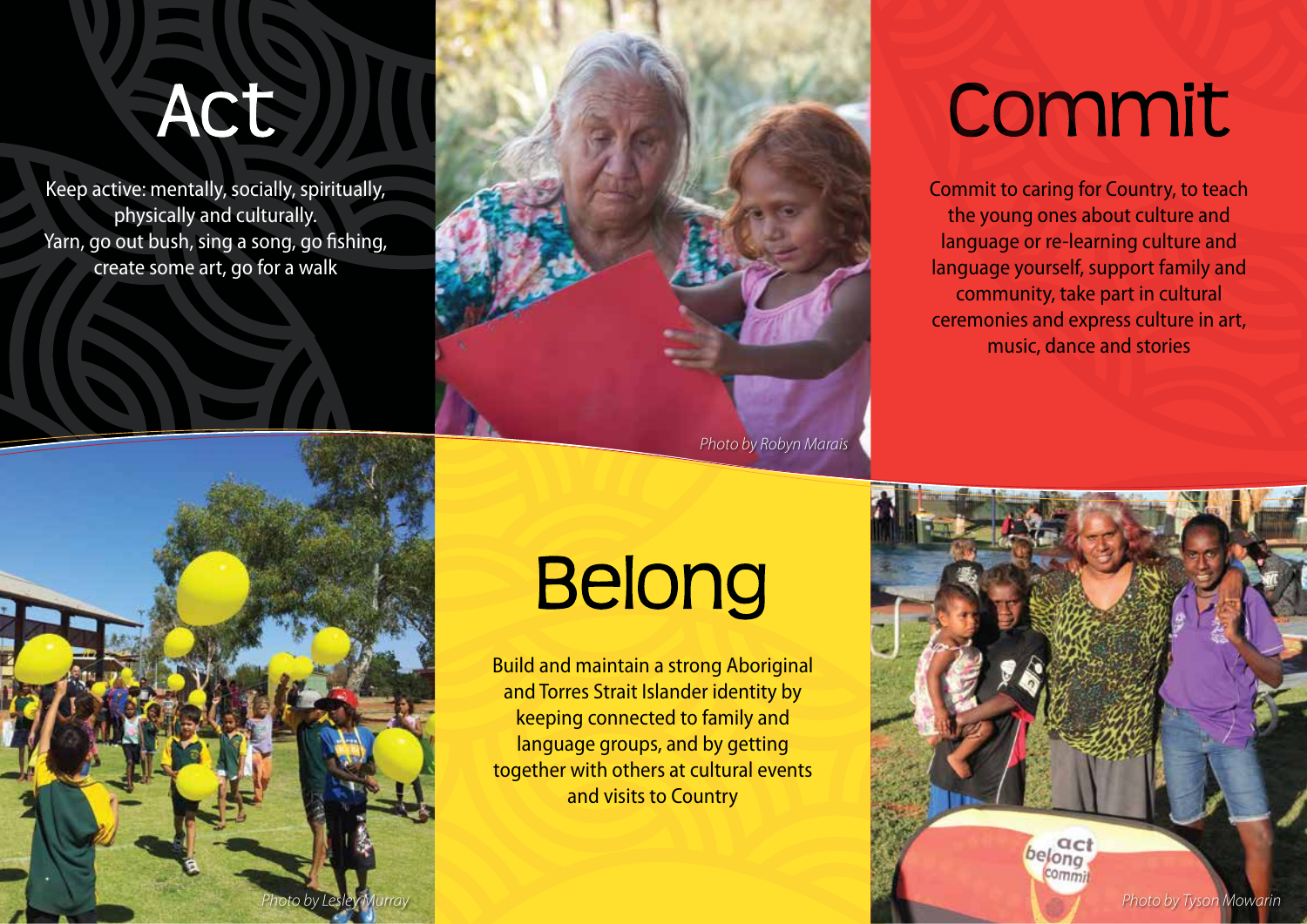# Act

Keep active: mentally, socially, spiritually, physically and culturally.
Yarn, go out bush, sing a song, go fishing, create some art, go for a walk

*Photo by Robyn Marais*

# Commit

Commit to caring for Country, to teach the young ones about culture and language or re-learning culture and language yourself, support family and community, take part in cultural ceremonies and express culture in art, music, dance and stories

*Photo by Lesley Murray*

# Belong

Build and maintain a strong Aboriginal and Torres Strait Islander identity by keeping connected to family and language groups, and by getting together with others at cultural events and visits to Country

*Photo by Tyson Mowarin*